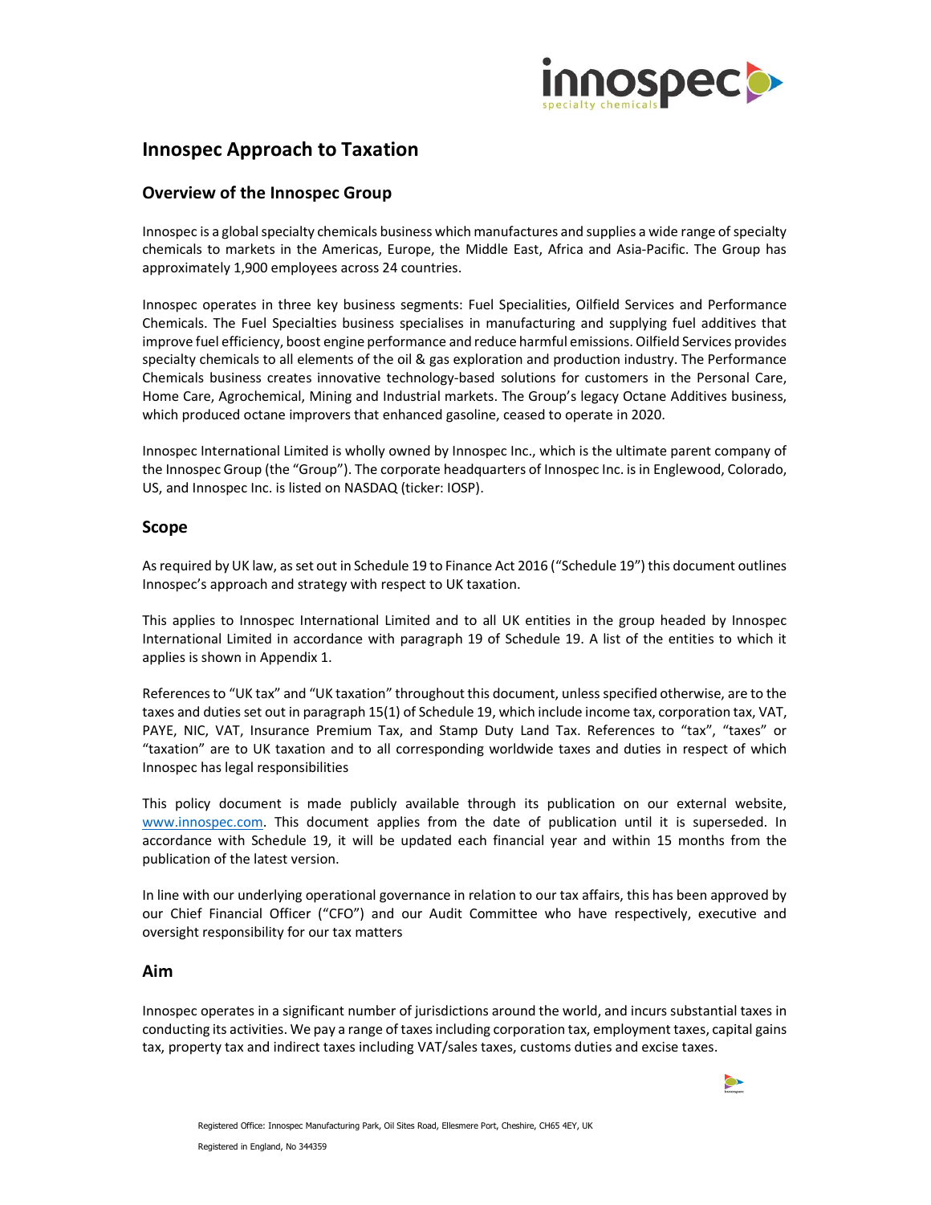# Innospec Approach to Taxation

## Overview of the Innospec Group

Innospec is a global specialty chemicals business which manufactures and supplies a wide range of specialty chemicals to markets in the Americas, Europe, the Middle East, Africa and Asia-Pacific. The Group has approximately 1,900 employees across 24 countries.

Innospec operates in three key business segments: Fuel Specialities, Oilfield Services and Performance Chemicals. The Fuel Specialties business specialises in manufacturing and supplying fuel additives that improve fuel efficiency, boost engine performance and reduce harmful emissions. Oilfield Services provides specialty chemicals to all elements of the oil & gas exploration and production industry. The Performance Chemicals business creates innovative technology-based solutions for customers in the Personal Care, Home Care, Agrochemical, Mining and Industrial markets. The Group's legacy Octane Additives business, which produced octane improvers that enhanced gasoline, ceased to operate in 2020.

Innospec International Limited is wholly owned by Innospec Inc., which is the ultimate parent company of the Innospec Group (the "Group"). The corporate headquarters of Innospec Inc. is in Englewood, Colorado, US, and Innospec Inc. is listed on NASDAQ (ticker: IOSP).

## Scope

As required by UK law, as set out in Schedule 19 to Finance Act 2016 ("Schedule 19") this document outlines Innospec's approach and strategy with respect to UK taxation.

This applies to Innospec International Limited and to all UK entities in the group headed by Innospec International Limited in accordance with paragraph 19 of Schedule 19. A list of the entities to which it applies is shown in Appendix 1.

References to "UK tax" and "UK taxation" throughout this document, unless specified otherwise, are to the taxes and duties set out in paragraph 15(1) of Schedule 19, which include income tax, corporation tax, VAT, PAYE, NIC, VAT, Insurance Premium Tax, and Stamp Duty Land Tax. References to "tax", "taxes" or "taxation" are to UK taxation and to all corresponding worldwide taxes and duties in respect of which Innospec has legal responsibilities

This policy document is made publicly available through its publication on our external website, www.innospec.com. This document applies from the date of publication until it is superseded. In accordance with Schedule 19, it will be updated each financial year and within 15 months from the publication of the latest version.

In line with our underlying operational governance in relation to our tax affairs, this has been approved by our Chief Financial Officer ("CFO") and our Audit Committee who have respectively, executive and oversight responsibility for our tax matters

## Aim

Innospec operates in a significant number of jurisdictions around the world, and incurs substantial taxes in conducting its activities. We pay a range of taxes including corporation tax, employment taxes, capital gains tax, property tax and indirect taxes including VAT/sales taxes, customs duties and excise taxes.

Registered Office: Innospec Manufacturing Park, Oil Sites Road, Ellesmere Port, Cheshire, CH65 4EY, UK

Registered in England, No 344359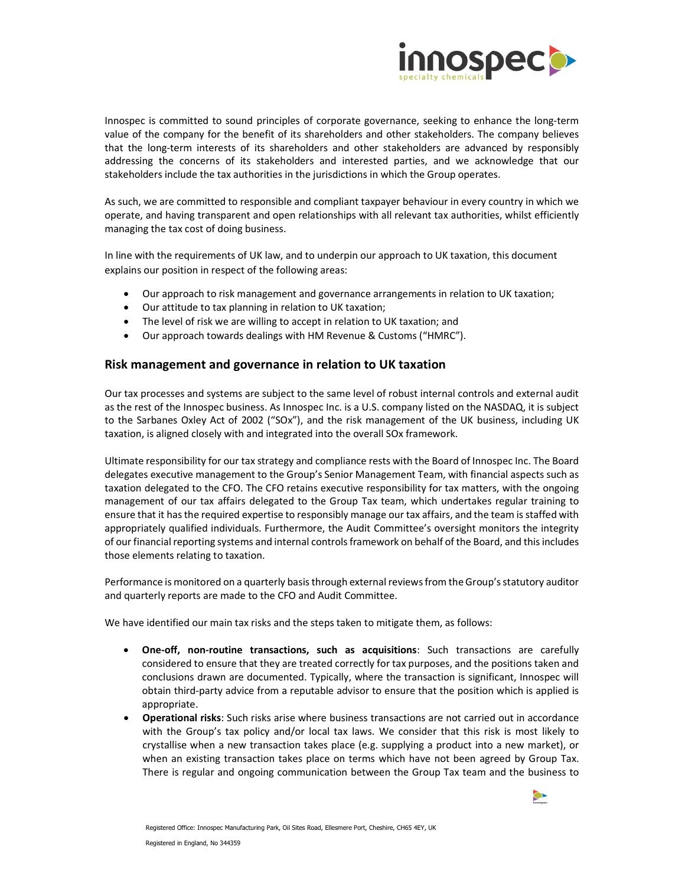Innospec is committed to sound principles of corporate governance, seeking to enhance the long-term value of the company for the benefit of its shareholders and other stakeholders. The company believes that the long-term interests of its shareholders and other stakeholders are advanced by responsibly addressing the concerns of its stakeholders and interested parties, and we acknowledge that our stakeholders include the tax authorities in the jurisdictions in which the Group operates.

As such, we are committed to responsible and compliant taxpayer behaviour in every country in which we operate, and having transparent and open relationships with all relevant tax authorities, whilst efficiently managing the tax cost of doing business.

In line with the requirements of UK law, and to underpin our approach to UK taxation, this document explains our position in respect of the following areas:

- Our approach to risk management and governance arrangements in relation to UK taxation;
- Our attitude to tax planning in relation to UK taxation;
- The level of risk we are willing to accept in relation to UK taxation; and
- Our approach towards dealings with HM Revenue & Customs ("HMRC").

## Risk management and governance in relation to UK taxation

Our tax processes and systems are subject to the same level of robust internal controls and external audit as the rest of the Innospec business. As Innospec Inc. is a U.S. company listed on the NASDAQ, it is subject to the Sarbanes Oxley Act of 2002 ("SOx"), and the risk management of the UK business, including UK taxation, is aligned closely with and integrated into the overall SOx framework.

Ultimate responsibility for our tax strategy and compliance rests with the Board of Innospec Inc. The Board delegates executive management to the Group's Senior Management Team, with financial aspects such as taxation delegated to the CFO. The CFO retains executive responsibility for tax matters, with the ongoing management of our tax affairs delegated to the Group Tax team, which undertakes regular training to ensure that it has the required expertise to responsibly manage our tax affairs, and the team is staffed with appropriately qualified individuals. Furthermore, the Audit Committee's oversight monitors the integrity of our financial reporting systems and internal controls framework on behalf of the Board, and this includes those elements relating to taxation.

Performance is monitored on a quarterly basis through external reviews from the Group's statutory auditor and quarterly reports are made to the CFO and Audit Committee.

We have identified our main tax risks and the steps taken to mitigate them, as follows:

- **One-off, non-routine transactions, such as acquisitions**: Such transactions are carefully considered to ensure that they are treated correctly for tax purposes, and the positions taken and conclusions drawn are documented. Typically, where the transaction is significant, Innospec will obtain third-party advice from a reputable advisor to ensure that the position which is applied is appropriate.
- **Operational risks**: Such risks arise where business transactions are not carried out in accordance with the Group's tax policy and/or local tax laws. We consider that this risk is most likely to crystallise when a new transaction takes place (e.g. supplying a product into a new market), or when an existing transaction takes place on terms which have not been agreed by Group Tax. There is regular and ongoing communication between the Group Tax team and the business to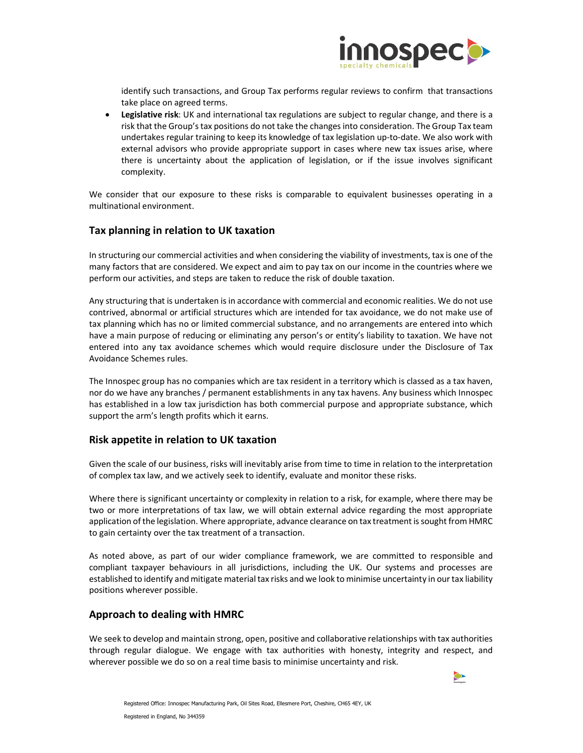identify such transactions, and Group Tax performs regular reviews to confirm that transactions take place on agreed terms.

- **Legislative risk**: UK and international tax regulations are subject to regular change, and there is a risk that the Group's tax positions do not take the changes into consideration. The Group Tax team undertakes regular training to keep its knowledge of tax legislation up-to-date. We also work with external advisors who provide appropriate support in cases where new tax issues arise, where there is uncertainty about the application of legislation, or if the issue involves significant complexity.

We consider that our exposure to these risks is comparable to equivalent businesses operating in a multinational environment.

## Tax planning in relation to UK taxation

In structuring our commercial activities and when considering the viability of investments, tax is one of the many factors that are considered. We expect and aim to pay tax on our income in the countries where we perform our activities, and steps are taken to reduce the risk of double taxation.

Any structuring that is undertaken is in accordance with commercial and economic realities. We do not use contrived, abnormal or artificial structures which are intended for tax avoidance, we do not make use of tax planning which has no or limited commercial substance, and no arrangements are entered into which have a main purpose of reducing or eliminating any person's or entity's liability to taxation. We have not entered into any tax avoidance schemes which would require disclosure under the Disclosure of Tax Avoidance Schemes rules.

The Innospec group has no companies which are tax resident in a territory which is classed as a tax haven, nor do we have any branches / permanent establishments in any tax havens. Any business which Innospec has established in a low tax jurisdiction has both commercial purpose and appropriate substance, which support the arm's length profits which it earns.

## Risk appetite in relation to UK taxation

Given the scale of our business, risks will inevitably arise from time to time in relation to the interpretation of complex tax law, and we actively seek to identify, evaluate and monitor these risks.

Where there is significant uncertainty or complexity in relation to a risk, for example, where there may be two or more interpretations of tax law, we will obtain external advice regarding the most appropriate application of the legislation. Where appropriate, advance clearance on tax treatment is sought from HMRC to gain certainty over the tax treatment of a transaction.

As noted above, as part of our wider compliance framework, we are committed to responsible and compliant taxpayer behaviours in all jurisdictions, including the UK. Our systems and processes are established to identify and mitigate material tax risks and we look to minimise uncertainty in our tax liability positions wherever possible.

## Approach to dealing with HMRC

We seek to develop and maintain strong, open, positive and collaborative relationships with tax authorities through regular dialogue. We engage with tax authorities with honesty, integrity and respect, and wherever possible we do so on a real time basis to minimise uncertainty and risk.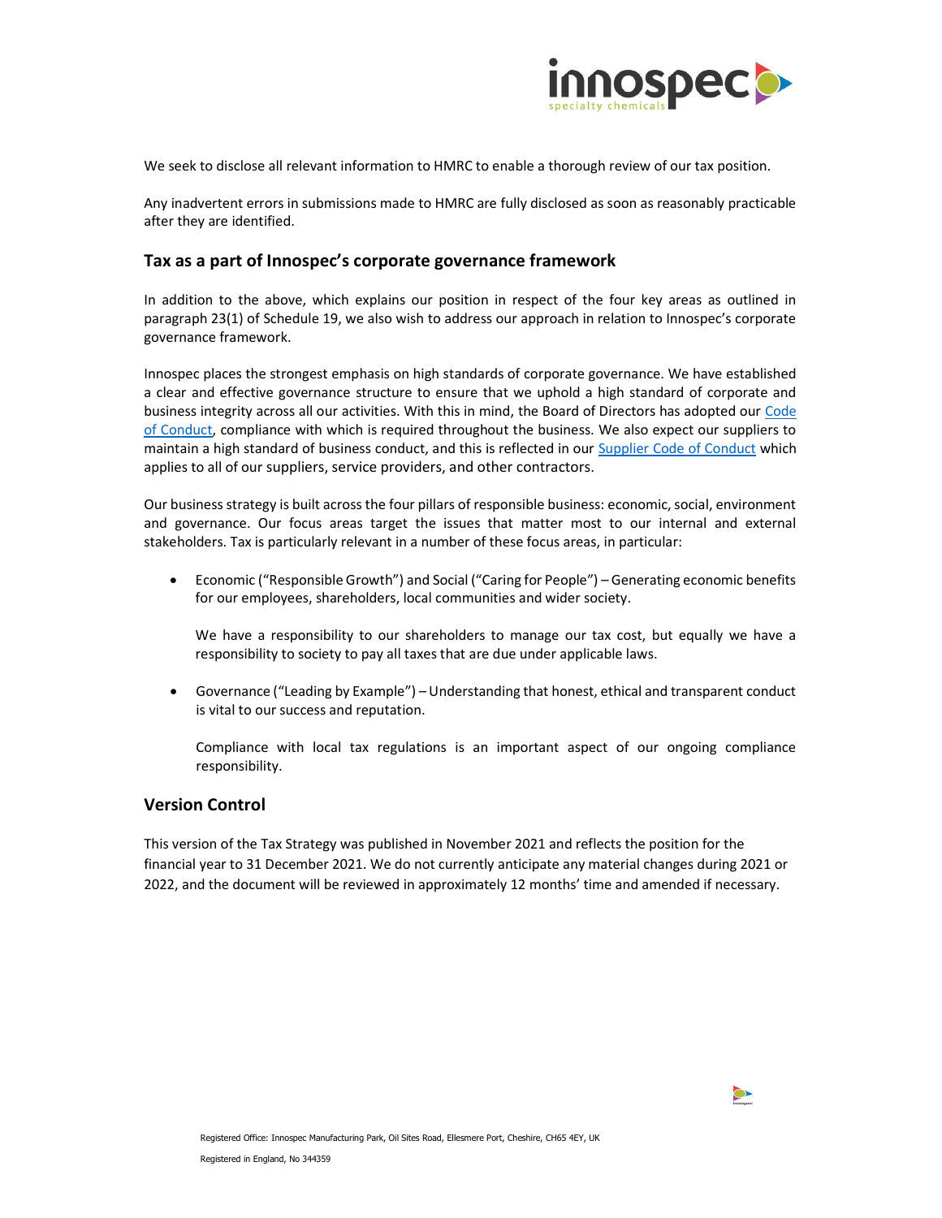We seek to disclose all relevant information to HMRC to enable a thorough review of our tax position.

Any inadvertent errors in submissions made to HMRC are fully disclosed as soon as reasonably practicable after they are identified.

## Tax as a part of Innospec's corporate governance framework

In addition to the above, which explains our position in respect of the four key areas as outlined in paragraph 23(1) of Schedule 19, we also wish to address our approach in relation to Innospec's corporate governance framework.

Innospec places the strongest emphasis on high standards of corporate governance. We have established a clear and effective governance structure to ensure that we uphold a high standard of corporate and business integrity across all our activities. With this in mind, the Board of Directors has adopted our Code of Conduct, compliance with which is required throughout the business. We also expect our suppliers to maintain a high standard of business conduct, and this is reflected in our Supplier Code of Conduct which applies to all of our suppliers, service providers, and other contractors.

Our business strategy is built across the four pillars of responsible business: economic, social, environment and governance. Our focus areas target the issues that matter most to our internal and external stakeholders. Tax is particularly relevant in a number of these focus areas, in particular:

- Economic ("Responsible Growth") and Social ("Caring for People") – Generating economic benefits for our employees, shareholders, local communities and wider society.

  We have a responsibility to our shareholders to manage our tax cost, but equally we have a responsibility to society to pay all taxes that are due under applicable laws.

- Governance ("Leading by Example") – Understanding that honest, ethical and transparent conduct is vital to our success and reputation.

  Compliance with local tax regulations is an important aspect of our ongoing compliance responsibility.

## Version Control

This version of the Tax Strategy was published in November 2021 and reflects the position for the financial year to 31 December 2021. We do not currently anticipate any material changes during 2021 or 2022, and the document will be reviewed in approximately 12 months' time and amended if necessary.

Registered Office: Innospec Manufacturing Park, Oil Sites Road, Ellesmere Port, Cheshire, CH65 4EY, UK

Registered in England, No 344359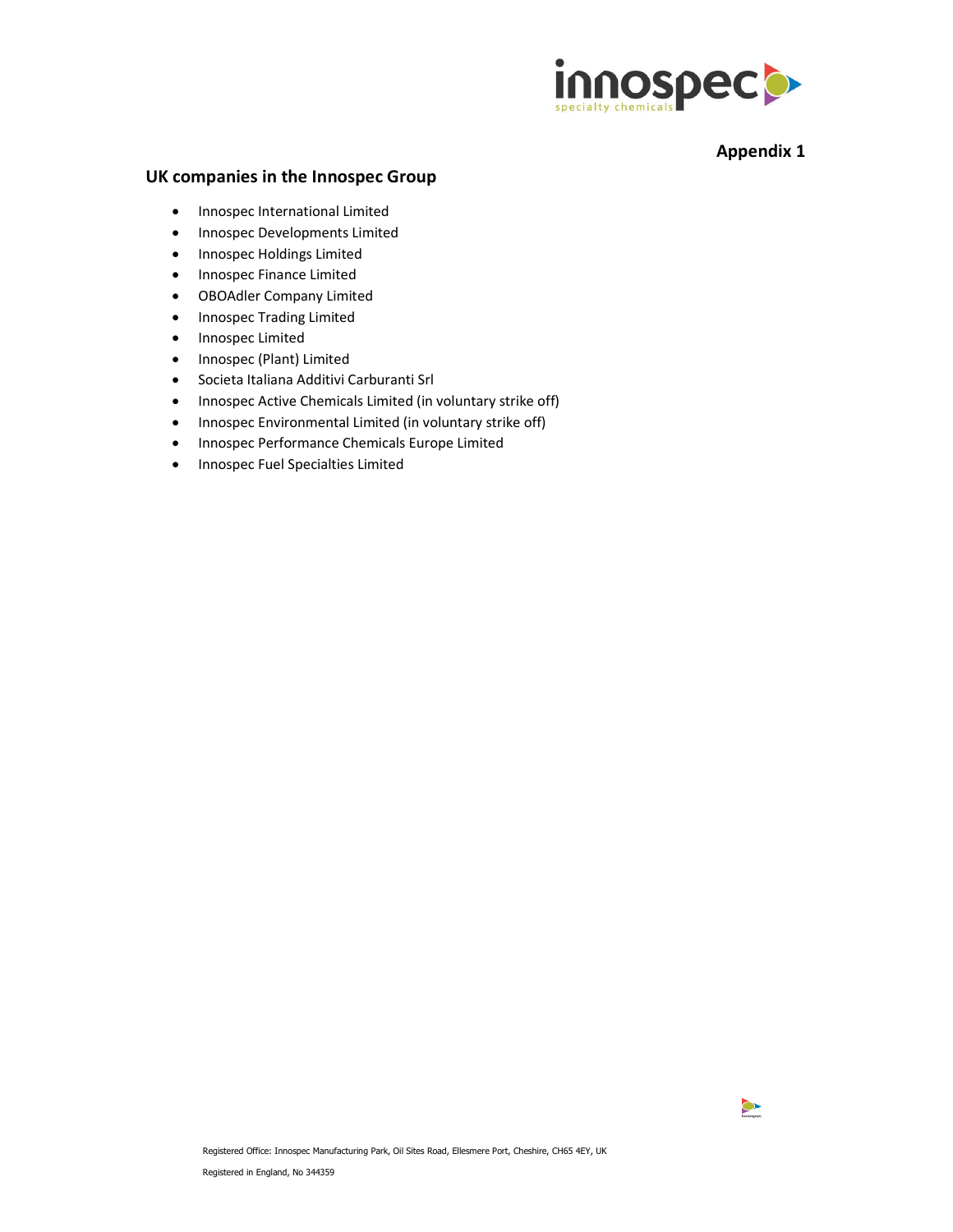**Appendix 1**

## UK companies in the Innospec Group

- Innospec International Limited
- Innospec Developments Limited
- Innospec Holdings Limited
- Innospec Finance Limited
- OBOAdler Company Limited
- Innospec Trading Limited
- Innospec Limited
- Innospec (Plant) Limited
- Societa Italiana Additivi Carburanti Srl
- Innospec Active Chemicals Limited (in voluntary strike off)
- Innospec Environmental Limited (in voluntary strike off)
- Innospec Performance Chemicals Europe Limited
- Innospec Fuel Specialties Limited

Registered Office: Innospec Manufacturing Park, Oil Sites Road, Ellesmere Port, Cheshire, CH65 4EY, UK

Registered in England, No 344359